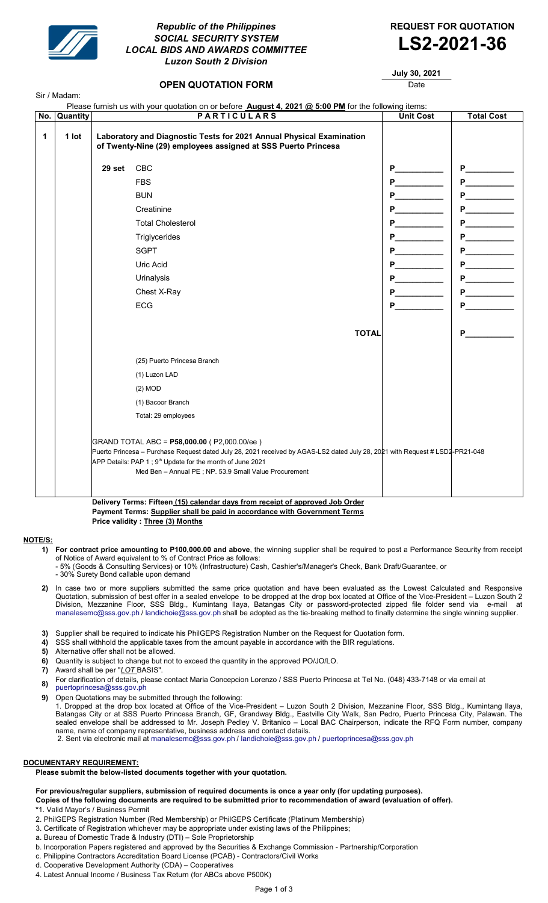***Republic of the Philippines***
***SOCIAL SECURITY SYSTEM***
***LOCAL BIDS AND AWARDS COMMITTEE***
***Luzon South 2 Division***

**REQUEST FOR QUOTATION**
# LS2-2021-36

**July 30, 2021**
Date

## OPEN QUOTATION FORM

Sir / Madam:

Please furnish us with your quotation on or before **August 4, 2021 @ 5:00 PM** for the following items:

| No. | Quantity | PARTICULARS | | Unit Cost | Total Cost |
|---|---|---|---|---|---|
| 1 | 1 lot | **Laboratory and Diagnostic Tests for 2021 Annual Physical Examination of Twenty-Nine (29) employees assigned at SSS Puerto Princesa** | | | |
| | | 29 set | CBC | P__________ | P__________ |
| | | | FBS | P__________ | P__________ |
| | | | BUN | P__________ | P__________ |
| | | | Creatinine | P__________ | P__________ |
| | | | Total Cholesterol | P__________ | P__________ |
| | | | Triglycerides | P__________ | P__________ |
| | | | SGPT | P__________ | P__________ |
| | | | Uric Acid | P__________ | P__________ |
| | | | Urinalysis | P__________ | P__________ |
| | | | Chest X-Ray | P__________ | P__________ |
| | | | ECG | P__________ | P__________ |
| | | | **TOTAL** | | P__________ |
| | | | (25) Puerto Princesa Branch<br>(1) Luzon LAD<br>(2) MOD<br>(1) Bacoor Branch<br>Total: 29 employees | | |
| | | GRAND TOTAL ABC = **P58,000.00** ( P2,000.00/ee )<br>Puerto Princesa – Purchase Request dated July 28, 2021 received by AGAS-LS2 dated July 28, 2021 with Request # LSD2-PR21-048<br>APP Details: PAP 1 ; 9th Update for the month of June 2021<br>Med Ben – Annual PE ; NP. 53.9 Small Value Procurement | | | |

**Delivery Terms: Fifteen (15) calendar days from receipt of approved Job Order**
**Payment Terms: Supplier shall be paid in accordance with Government Terms**
**Price validity : Three (3) Months**

**NOTE/S:**

1) **For contract price amounting to P100,000.00 and above**, the winning supplier shall be required to post a Performance Security from receipt of Notice of Award equivalent to % of Contract Price as follows:
   - 5% (Goods & Consulting Services) or 10% (Infrastructure) Cash, Cashier's/Manager's Check, Bank Draft/Guarantee, or
   - 30% Surety Bond callable upon demand
2) In case two or more suppliers submitted the same price quotation and have been evaluated as the Lowest Calculated and Responsive Quotation, submission of best offer in a sealed envelope to be dropped at the drop box located at Office of the Vice-President – Luzon South 2 Division, Mezzanine Floor, SSS Bldg., Kumintang Ilaya, Batangas City or password-protected zipped file folder send via e-mail at manalesemc@sss.gov.ph / landichoie@sss.gov.ph shall be adopted as the tie-breaking method to finally determine the single winning supplier.
3) Supplier shall be required to indicate his PhilGEPS Registration Number on the Request for Quotation form.
4) SSS shall withhold the applicable taxes from the amount payable in accordance with the BIR regulations.
5) Alternative offer shall not be allowed.
6) Quantity is subject to change but not to exceed the quantity in the approved PO/JO/LO.
7) Award shall be per "*LOT* BASIS".
8) For clarification of details, please contact Maria Concepcion Lorenzo / SSS Puerto Princesa at Tel No. (048) 433-7148 or via email at puertoprincesa@sss.gov.ph
9) Open Quotations may be submitted through the following:
   1. Dropped at the drop box located at Office of the Vice-President – Luzon South 2 Division, Mezzanine Floor, SSS Bldg., Kumintang Ilaya, Batangas City or at SSS Puerto Princesa Branch, GF, Grandway Bldg., Eastville City Walk, San Pedro, Puerto Princesa City, Palawan. The sealed envelope shall be addressed to Mr. Joseph Pedley V. Britanico – Local BAC Chairperson, indicate the RFQ Form number, company name, name of company representative, business address and contact details.
   2. Sent via electronic mail at manalesemc@sss.gov.ph / landichoie@sss.gov.ph / puertoprincesa@sss.gov.ph

**DOCUMENTARY REQUIREMENT:**

**Please submit the below-listed documents together with your quotation.**

**For previous/regular suppliers, submission of required documents is once a year only (for updating purposes).**
**Copies of the following documents are required to be submitted prior to recommendation of award (evaluation of offer).**

*1. Valid Mayor's / Business Permit
2. PhilGEPS Registration Number (Red Membership) or PhilGEPS Certificate (Platinum Membership)
3. Certificate of Registration whichever may be appropriate under existing laws of the Philippines;
a. Bureau of Domestic Trade & Industry (DTI) – Sole Proprietorship
b. Incorporation Papers registered and approved by the Securities & Exchange Commission - Partnership/Corporation
c. Philippine Contractors Accreditation Board License (PCAB) - Contractors/Civil Works
d. Cooperative Development Authority (CDA) – Cooperatives
4. Latest Annual Income / Business Tax Return (for ABCs above P500K)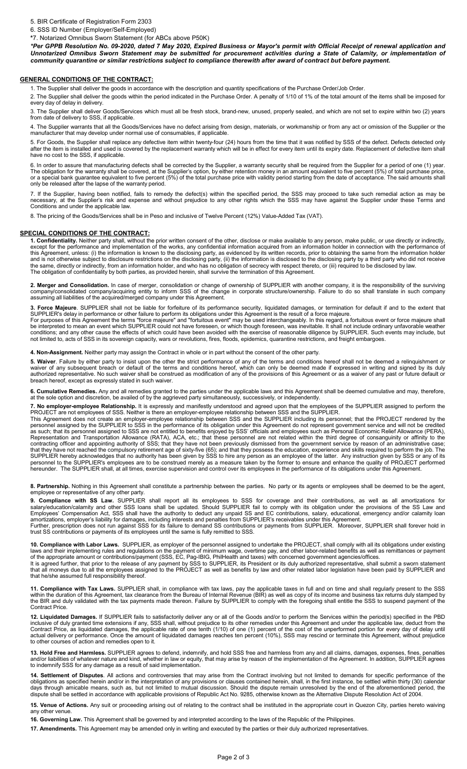5. BIR Certificate of Registration Form 2303

6. SSS ID Number (Employer/Self-Employed)

*7. Notarized Omnibus Sworn Statement (for ABCs above P50K)

***Per GPPB Resolution No. 09-2020, dated 7 May 2020, Expired Business or Mayor's permit with Official Receipt of renewal application and Unnotarized Omnibus Sworn Statement may be submitted for procurement activities during a State of Calamity, or implementation of community quarantine or similar restrictions subject to compliance therewith after award of contract but before payment.***

## GENERAL CONDITIONS OF THE CONTRACT:

1. The Supplier shall deliver the goods in accordance with the description and quantity specifications of the Purchase Order/Job Order.

2. The Supplier shall deliver the goods within the period indicated in the Purchase Order. A penalty of 1/10 of 1% of the total amount of the items shall be imposed for every day of delay in delivery.

3. The Supplier shall deliver Goods/Services which must all be fresh stock, brand-new, unused, properly sealed, and which are not set to expire within two (2) years from date of delivery to SSS, if applicable.

4. The Supplier warrants that all the Goods/Services have no defect arising from design, materials, or workmanship or from any act or omission of the Supplier or the manufacturer that may develop under normal use of consumables, if applicable.

5. For Goods, the Supplier shall replace any defective item within twenty-four (24) hours from the time that it was notified by SSS of the defect. Defects detected only after the item is installed and used is covered by the replacement warranty which will be in effect for every item until its expiry date. Replacement of defective item shall have no cost to the SSS, if applicable.

6. In order to assure that manufacturing defects shall be corrected by the Supplier, a warranty security shall be required from the Supplier for a period of one (1) year. The obligation for the warranty shall be covered, at the Supplier's option, by either retention money in an amount equivalent to five percent (5%) of total purchase price, or a special bank guarantee equivalent to five percent (5%) of the total purchase price with validity period starting from the date of acceptance. The said amounts shall only be released after the lapse of the warranty period.

7. If the Supplier, having been notified, fails to remedy the defect(s) within the specified period, the SSS may proceed to take such remedial action as may be necessary, at the Supplier's risk and expense and without prejudice to any other rights which the SSS may have against the Supplier under these Terms and Conditions and under the applicable law.

8. The pricing of the Goods/Services shall be in Peso and inclusive of Twelve Percent (12%) Value-Added Tax (VAT).

## SPECIAL CONDITIONS OF THE CONTRACT:

**1. Confidentiality.** Neither party shall, without the prior written consent of the other, disclose or make available to any person, make public, or use directly or indirectly, except for the performance and implementation of the works, any confidential information acquired from an information holder in connection with the performance of this Agreement, unless: (i) the information is known to the disclosing party, as evidenced by its written records, prior to obtaining the same from the information holder and is not otherwise subject to disclosure restrictions on the disclosing party, (ii) the information is disclosed to the disclosing party by a third party who did not receive the same, directly or indirectly, from an information holder, and who has no obligation of secrecy with respect thereto, or (iii) required to be disclosed by law. The obligation of confidentiality by both parties, as provided herein, shall survive the termination of this Agreement.

**2. Merger and Consolidation.** In case of merger, consolidation or change of ownership of SUPPLIER with another company, it is the responsibility of the surviving company/consolidated company/acquiring entity to inform SSS of the change in corporate structure/ownership. Failure to do so shall translate in such company assuming all liabilities of the acquired/merged company under this Agreement.

**3. Force Majeure**. SUPPLIER shall not be liable for forfeiture of its performance security, liquidated damages, or termination for default if and to the extent that SUPPLIER's delay in performance or other failure to perform its obligations under this Agreement is the result of a force majeure.
For purposes of this Agreement the terms "force majeure" and "fortuitous event" may be used interchangeably. In this regard, a fortuitous event or force majeure shall be interpreted to mean an event which SUPPLIER could not have foreseen, or which though foreseen, was inevitable. It shall not include ordinary unfavorable weather conditions; and any other cause the effects of which could have been avoided with the exercise of reasonable diligence by SUPPLIER. Such events may include, but not limited to, acts of SSS in its sovereign capacity, wars or revolutions, fires, floods, epidemics, quarantine restrictions, and freight embargoes.

**4. Non-Assignment.** Neither party may assign the Contract in whole or in part without the consent of the other party.

**5. Waiver**. Failure by either party to insist upon the other the strict performance of any of the terms and conditions hereof shall not be deemed a relinquishment or waiver of any subsequent breach or default of the terms and conditions hereof, which can only be deemed made if expressed in writing and signed by its duly authorized representative. No such waiver shall be construed as modification of any of the provisions of this Agreement or as a waiver of any past or future default or breach hereof, except as expressly stated in such waiver.

**6. Cumulative Remedies.** Any and all remedies granted to the parties under the applicable laws and this Agreement shall be deemed cumulative and may, therefore, at the sole option and discretion, be availed of by the aggrieved party simultaneously, successively, or independently.

**7. No employer-employee Relationship.** It is expressly and manifestly understood and agreed upon that the employees of the SUPPLIER assigned to perform the PROJECT are not employees of SSS. Neither is there an employer-employee relationship between SSS and the SUPPLIER.
This Agreement does not create an employer-employee relationship between SSS and the SUPPLIER including its personnel; that the PROJECT rendered by the personnel assigned by the SUPPLIER to SSS in the performance of its obligation under this Agreement do not represent government service and will not be credited as such; that its personnel assigned to SSS are not entitled to benefits enjoyed by SSS' officials and employees such as Personal Economic Relief Allowance (PERA), Representation and Transportation Allowance (RATA), ACA, etc.; that these personnel are not related within the third degree of consanguinity or affinity to the contracting officer and appointing authority of SSS; that they have not been previously dismissed from the government service by reason of an administrative case; that they have not reached the compulsory retirement age of sixty-five (65); and that they possess the education, experience and skills required to perform the job. The SUPPLIER hereby acknowledges that no authority has been given by SSS to hire any person as an employee of the latter. Any instruction given by SSS or any of its personnel to the SUPPLIER's employees are to be construed merely as a measure taken by the former to ensure and enhance the quality of PROJECT performed hereunder. The SUPPLIER shall, at all times, exercise supervision and control over its employees in the performance of its obligations under this Agreement.

**8. Partnership.** Nothing in this Agreement shall constitute a partnership between the parties. No party or its agents or employees shall be deemed to be the agent, employee or representative of any other party.

**9. Compliance with SS Law.** SUPPLIER shall report all its employees to SSS for coverage and their contributions, as well as all amortizations for salary/education/calamity and other SSS loans shall be updated. Should SUPPLIER fail to comply with its obligation under the provisions of the SS Law and Employees' Compensation Act, SSS shall have the authority to deduct any unpaid SS and EC contributions, salary, educational, emergency and/or calamity loan amortizations, employer's liability for damages, including interests and penalties from SUPPLIER's receivables under this Agreement.
Further, prescription does not run against SSS for its failure to demand SS contributions or payments from SUPPLIER. Moreover, SUPPLIER shall forever hold in trust SS contributions or payments of its employees until the same is fully remitted to SSS.

**10. Compliance with Labor Laws.** SUPPLIER, as employer of the personnel assigned to undertake the PROJECT, shall comply with all its obligations under existing laws and their implementing rules and regulations on the payment of minimum wage, overtime pay, and other labor-related benefits as well as remittances or payment of the appropriate amount or contributions/payment (SSS, EC, Pag-IBIG, PhilHealth and taxes) with concerned government agencies/offices.
It is agreed further, that prior to the release of any payment by SSS to SUPPLIER, its President or its duly authorized representative, shall submit a sworn statement that all moneys due to all the employees assigned to the PROJECT as well as benefits by law and other related labor legislation have been paid by SUPPLIER and that he/she assumed full responsibility thereof.

**11. Compliance with Tax Laws.** SUPPLIER shall, in compliance with tax laws, pay the applicable taxes in full and on time and shall regularly present to the SSS within the duration of this Agreement, tax clearance from the Bureau of Internal Revenue (BIR) as well as copy of its income and business tax returns duly stamped by the BIR and duly validated with the tax payments made thereon. Failure by SUPPLIER to comply with the foregoing shall entitle the SSS to suspend payment of the Contract Price.

**12. Liquidated Damages.** If SUPPLIER fails to satisfactorily deliver any or all of the Goods and/or to perform the Services within the period(s) specified in the PBD inclusive of duly granted time extensions if any, SSS shall, without prejudice to its other remedies under this Agreement and under the applicable law, deduct from the Contract Price, as liquidated damages, the applicable rate of one tenth (1/10) of one (1) percent of the cost of the unperformed portion for every day of delay until actual delivery or performance. Once the amount of liquidated damages reaches ten percent (10%), SSS may rescind or terminate this Agreement, without prejudice to other courses of action and remedies open to it.

**13. Hold Free and Harmless.** SUPPLIER agrees to defend, indemnify, and hold SSS free and harmless from any and all claims, damages, expenses, fines, penalties and/or liabilities of whatever nature and kind, whether in law or equity, that may arise by reason of the implementation of the Agreement. In addition, SUPPLIER agrees to indemnify SSS for any damage as a result of said implementation.

**14. Settlement of Disputes**. All actions and controversies that may arise from the Contract involving but not limited to demands for specific performance of the obligations as specified herein and/or in the interpretation of any provisions or clauses contained herein, shall, in the first instance, be settled within thirty (30) calendar days through amicable means, such as, but not limited to mutual discussion. Should the dispute remain unresolved by the end of the aforementioned period, the dispute shall be settled in accordance with applicable provisions of Republic Act No. 9285, otherwise known as the Alternative Dispute Resolution Act of 2004.

**15. Venue of Actions.** Any suit or proceeding arising out of relating to the contract shall be instituted in the appropriate court in Quezon City, parties hereto waiving any other venue.

**16. Governing Law.** This Agreement shall be governed by and interpreted according to the laws of the Republic of the Philippines.

**17. Amendments.** This Agreement may be amended only in writing and executed by the parties or their duly authorized representatives.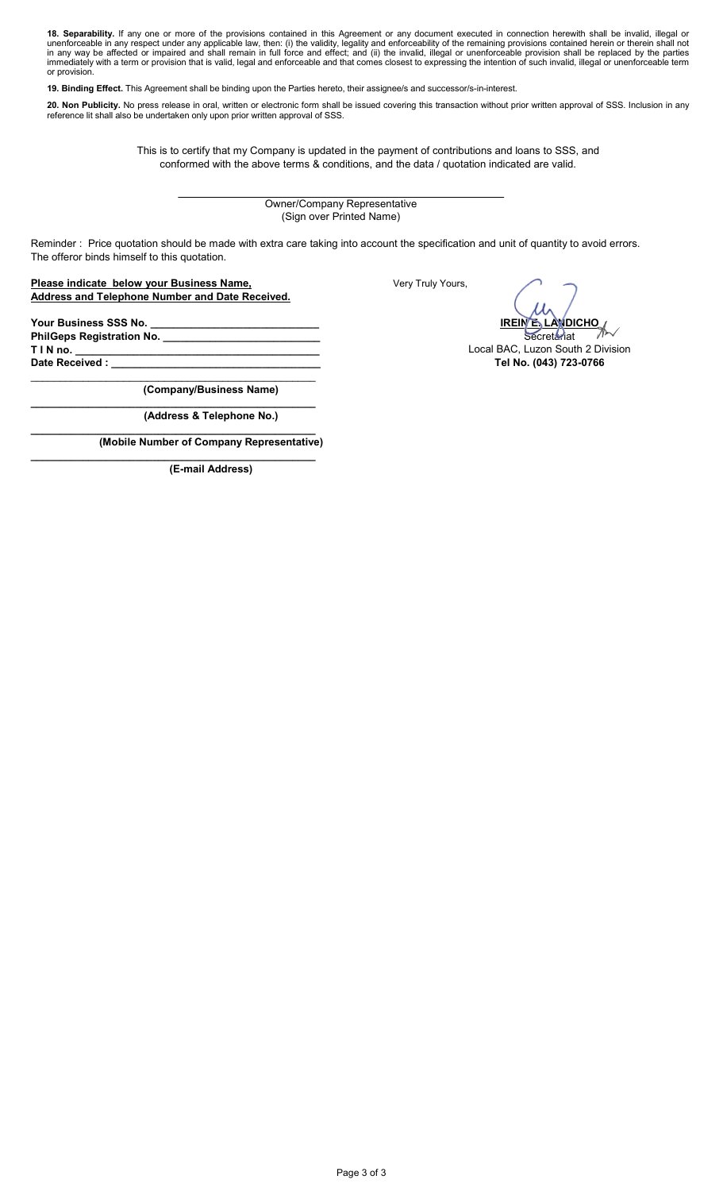**18. Separability.** If any one or more of the provisions contained in this Agreement or any document executed in connection herewith shall be invalid, illegal or unenforceable in any respect under any applicable law, then: (i) the validity, legality and enforceability of the remaining provisions contained herein or therein shall not in any way be affected or impaired and shall remain in full force and effect; and (ii) the invalid, illegal or unenforceable provision shall be replaced by the parties immediately with a term or provision that is valid, legal and enforceable and that comes closest to expressing the intention of such invalid, illegal or unenforceable term or provision.

**19. Binding Effect.** This Agreement shall be binding upon the Parties hereto, their assignee/s and successor/s-in-interest.

**20. Non Publicity.** No press release in oral, written or electronic form shall be issued covering this transaction without prior written approval of SSS. Inclusion in any reference lit shall also be undertaken only upon prior written approval of SSS.

This is to certify that my Company is updated in the payment of contributions and loans to SSS, and conformed with the above terms & conditions, and the data / quotation indicated are valid.

\_\_\_\_\_\_\_\_\_\_\_\_\_\_\_\_\_\_\_\_\_\_\_\_\_\_\_\_\_\_\_\_\_\_\_\_\_\_\_\_\_\_\_\_\_\_\_\_
Owner/Company Representative
(Sign over Printed Name)

Reminder : Price quotation should be made with extra care taking into account the specification and unit of quantity to avoid errors. The offeror binds himself to this quotation.

**Please indicate below your Business Name, Address and Telephone Number and Date Received.**

**Your Business SSS No.** \_\_\_\_\_\_\_\_\_\_\_\_\_\_\_\_\_\_\_\_\_\_\_\_\_\_\_\_
**PhilGeps Registration No.** \_\_\_\_\_\_\_\_\_\_\_\_\_\_\_\_\_\_\_\_\_\_\_\_\_\_
**T I N no.** \_\_\_\_\_\_\_\_\_\_\_\_\_\_\_\_\_\_\_\_\_\_\_\_\_\_\_\_\_\_\_\_\_\_\_\_\_\_\_\_\_\_
**Date Received :** \_\_\_\_\_\_\_\_\_\_\_\_\_\_\_\_\_\_\_\_\_\_\_\_\_\_\_\_\_\_\_\_\_\_\_\_\_

\_\_\_\_\_\_\_\_\_\_\_\_\_\_\_\_\_\_\_\_\_\_\_\_\_\_\_\_\_\_\_\_\_\_\_\_\_\_\_\_\_\_\_\_\_\_
**(Company/Business Name)**

\_\_\_\_\_\_\_\_\_\_\_\_\_\_\_\_\_\_\_\_\_\_\_\_\_\_\_\_\_\_\_\_\_\_\_\_\_\_\_\_\_\_\_\_\_\_
**(Address & Telephone No.)**

\_\_\_\_\_\_\_\_\_\_\_\_\_\_\_\_\_\_\_\_\_\_\_\_\_\_\_\_\_\_\_\_\_\_\_\_\_\_\_\_\_\_\_\_\_\_
**(Mobile Number of Company Representative)**

\_\_\_\_\_\_\_\_\_\_\_\_\_\_\_\_\_\_\_\_\_\_\_\_\_\_\_\_\_\_\_\_\_\_\_\_\_\_\_\_\_\_\_\_\_\_
**(E-mail Address)**

Very Truly Yours,

**IREIN E. LANDICHO**
Secretariat
Local BAC, Luzon South 2 Division
**Tel No. (043) 723-0766**